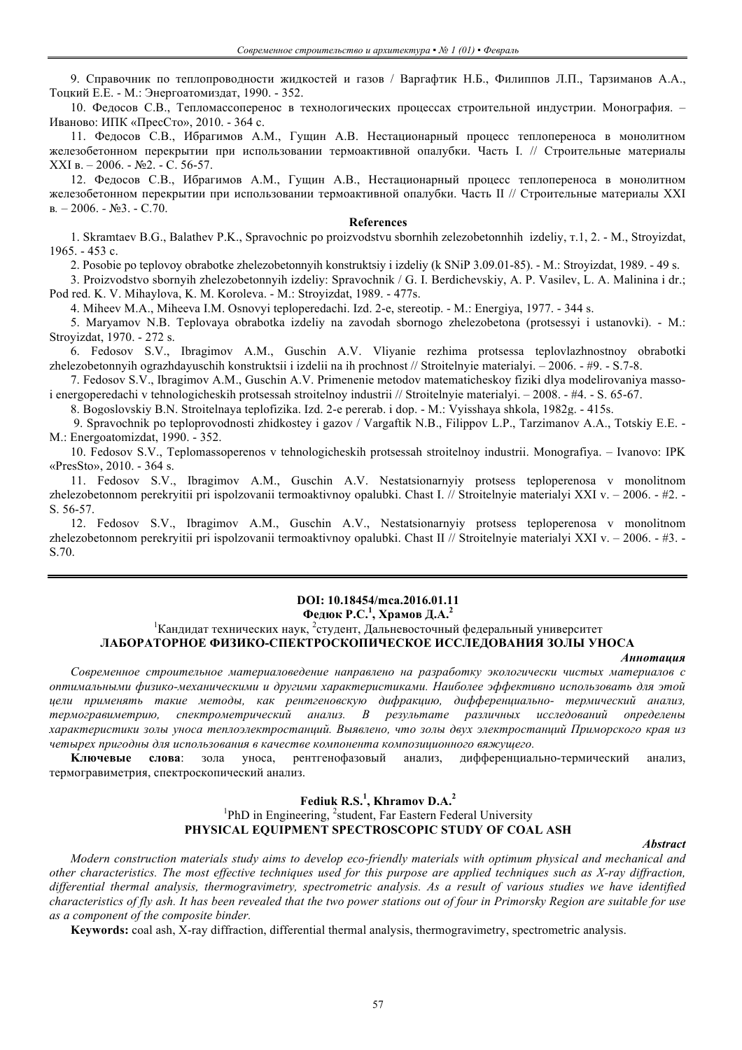9. Справочник по теплопроводности жидкостей и газов / Варгафтик Н.Б., Филиппов Л.П., Тарзиманов А.А., Тоцкий Е.Е. - М.: Энергоатомиздат, 1990. - 352.

10. Федосов С.В., Тепломассоперенос в технологических процессах строительной индустрии. Монография. – Иваново: ИПК «ПресСто», 2010. - 364 с.

11. Федосов С.В., Ибрагимов А.М., Гущин А.В. Нестационарный процесс теплопереноса в монолитном железобетонном перекрытии при использовании термоактивной опалубки. Часть I. // Строительные материалы XXI в. – 2006. - №2. - С. 56-57.

12. Федосов С.В., Ибрагимов А.М., Гущин А.В., Нестационарный процесс теплопереноса в монолитном железобетонном перекрытии при использовании термоактивной опалубки. Часть II // Строительные материалы XXI в. – 2006. - №3. - С.70.

**References**

1. Skramtaev B.G., Balathev P.K., Spravochnic po proizvodstvu sbornhih zelezobetonnhih izdeliy, т.1, 2. - M., Stroyizdat, 1965. - 453 c.

2. Posobie po teplovoy obrabotke zhelezobetonnyih konstruktsiy i izdeliy (k SNiP 3.09.01-85). - M.: Stroyizdat, 1989. - 49 s.

3. Proizvodstvo sbornyih zhelezobetonnyih izdeliy: Spravochnik / G. I. Berdichevskiy, A. P. Vasilev, L. A. Malinina i dr.; Pod red. K. V. Mihaylova, K. M. Koroleva. - M.: Stroyizdat, 1989. - 477s.

4. Miheev M.A., Miheeva I.M. Osnovyi teploperedachi. Izd. 2-e, stereotip. - M.: Energiya, 1977. - 344 s.

5. Maryamov N.B. Teplovaya obrabotka izdeliy na zavodah sbornogo zhelezobetona (protsessyi i ustanovki). - M.: Stroyizdat, 1970. - 272 s.

6. Fedosov S.V., Ibragimov A.M., Guschin A.V. Vliyanie rezhima protsessa teplovlazhnostnoy obrabotki zhelezobetonnyih ograzhdayuschih konstruktsii i izdelii na ih prochnost // Stroitelnyie materialyi. – 2006. - #9. - S.7-8.

7. Fedosov S.V., Ibragimov A.M., Guschin A.V. Primenenie metodov matematicheskoy fiziki dlya modelirovaniya masso-i energoperedachi v tehnologicheskih protsessah stroitelnoy industrii // Stroitelnyie materialyi. – 2008. - #4. - S. 65-67.

8. Bogoslovskiy B.N. Stroitelnaya teplofizika. Izd. 2-e pererab. i dop. - M.: Vyisshaya shkola, 1982g. - 415s.

9. Spravochnik po teploprovodnosti zhidkostey i gazov / Vargaftik N.B., Filippov L.P., Tarzimanov A.A., Totskiy E.E. - M.: Energoatomizdat, 1990. - 352.

10. Fedosov S.V., Teplomassoperenos v tehnologicheskih protsessah stroitelnoy industrii. Monografiya. – Ivanovo: IPK «PresSto», 2010. - 364 s.

11. Fedosov S.V., Ibragimov A.M., Guschin A.V. Nestatsionarnyiy protsess teploperenosa v monolitnom zhelezobetonnom perekryitii pri ispolzovanii termoaktivnoy opalubki. Chast I. // Stroitelnyie materialyi XXI v. – 2006. - #2. - S. 56-57.

12. Fedosov S.V., Ibragimov A.M., Guschin A.V., Nestatsionarnyiy protsess teploperenosa v monolitnom zhelezobetonnom perekryitii pri ispolzovanii termoaktivnoy opalubki. Chast II // Stroitelnyie materialyi XXI v. – 2006. - #3. - S.70.

---

**DOI: 10.18454/mca.2016.01.11**

**Федюк Р.С.[1], Храмов Д.А.[2]**

[1]Кандидат технических наук, [2]студент, Дальневосточный федеральный университет

## ЛАБОРАТОРНОЕ ФИЗИКО-СПЕКТРОСКОПИЧЕСКОЕ ИССЛЕДОВАНИЯ ЗОЛЫ УНОСА

***Аннотация***

*Современное строительное материаловедение направлено на разработку экологически чистых материалов с оптимальными физико-механическими и другими характеристиками. Наиболее эффективно использовать для этой цели применять такие методы, как рентгеновскую дифракцию, дифференциально- термический анализ, термогравиметрию, спектрометрический анализ. В результате различных исследований определены характеристики золы уноса теплоэлектростанций. Выявлено, что золы двух электростанций Приморского края из четырех пригодны для использования в качестве компонента композиционного вяжущего.*

**Ключевые слова**: зола уноса, рентгенофазовый анализ, дифференциально-термический анализ, термогравиметрия, спектроскопический анализ.

**Fediuk R.S.[1], Khramov D.A.[2]**

[1]PhD in Engineering, [2]student, Far Eastern Federal University

## PHYSICAL EQUIPMENT SPECTROSCOPIC STUDY OF COAL ASH

***Abstract***

*Modern construction materials study aims to develop eco-friendly materials with optimum physical and mechanical and other characteristics. The most effective techniques used for this purpose are applied techniques such as X-ray diffraction, differential thermal analysis, thermogravimetry, spectrometric analysis. As a result of various studies we have identified characteristics of fly ash. It has been revealed that the two power stations out of four in Primorsky Region are suitable for use as a component of the composite binder.*

**Keywords:** coal ash, X-ray diffraction, differential thermal analysis, thermogravimetry, spectrometric analysis.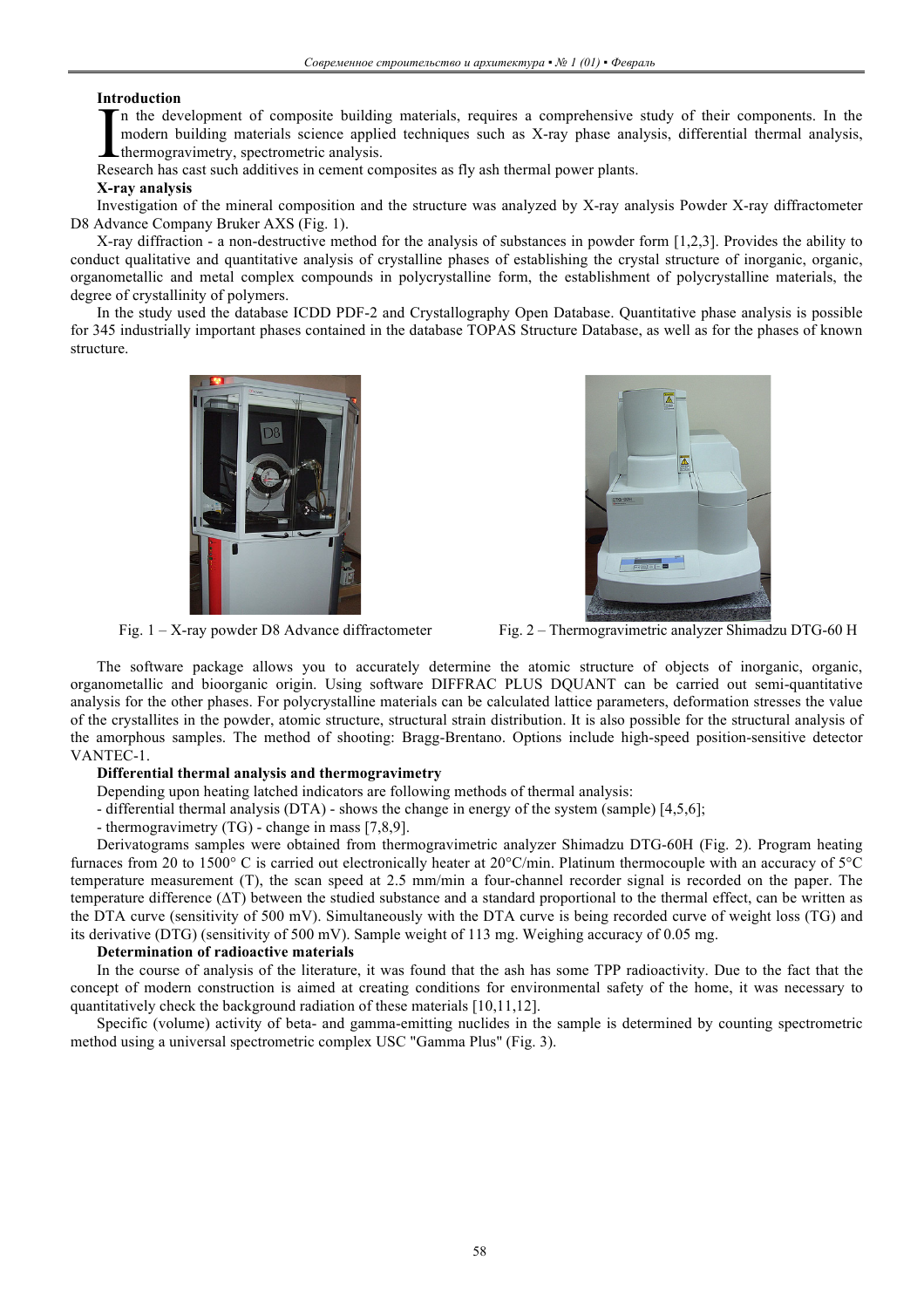**Introduction**

In the development of composite building materials, requires a comprehensive study of their components. In the modern building materials science applied techniques such as X-ray phase analysis, differential thermal analysis, thermogravimetry, spectrometric analysis.

Research has cast such additives in cement composites as fly ash thermal power plants.

**X-ray analysis**

Investigation of the mineral composition and the structure was analyzed by X-ray analysis Powder X-ray diffractometer D8 Advance Company Bruker AXS (Fig. 1).

X-ray diffraction - a non-destructive method for the analysis of substances in powder form [1,2,3]. Provides the ability to conduct qualitative and quantitative analysis of crystalline phases of establishing the crystal structure of inorganic, organic, organometallic and metal complex compounds in polycrystalline form, the establishment of polycrystalline materials, the degree of crystallinity of polymers.

In the study used the database ICDD PDF-2 and Crystallography Open Database. Quantitative phase analysis is possible for 345 industrially important phases contained in the database TOPAS Structure Database, as well as for the phases of known structure.

Fig. 1 – X-ray powder D8 Advance diffractometer

Fig. 2 – Thermogravimetric analyzer Shimadzu DTG-60 H

The software package allows you to accurately determine the atomic structure of objects of inorganic, organic, organometallic and bioorganic origin. Using software DIFFRAC PLUS DQUANT can be carried out semi-quantitative analysis for the other phases. For polycrystalline materials can be calculated lattice parameters, deformation stresses the value of the crystallites in the powder, atomic structure, structural strain distribution. It is also possible for the structural analysis of the amorphous samples. The method of shooting: Bragg-Brentano. Options include high-speed position-sensitive detector VANTEC-1.

**Differential thermal analysis and thermogravimetry**

Depending upon heating latched indicators are following methods of thermal analysis:

- differential thermal analysis (DTA) - shows the change in energy of the system (sample) [4,5,6];
- thermogravimetry (TG) - change in mass [7,8,9].

Derivatograms samples were obtained from thermogravimetric analyzer Shimadzu DTG-60H (Fig. 2). Program heating furnaces from 20 to 1500° C is carried out electronically heater at 20°C/min. Platinum thermocouple with an accuracy of 5°C temperature measurement (T), the scan speed at 2.5 mm/min a four-channel recorder signal is recorded on the paper. The temperature difference ($\Delta T$) between the studied substance and a standard proportional to the thermal effect, can be written as the DTA curve (sensitivity of 500 mV). Simultaneously with the DTA curve is being recorded curve of weight loss (TG) and its derivative (DTG) (sensitivity of 500 mV). Sample weight of 113 mg. Weighing accuracy of 0.05 mg.

**Determination of radioactive materials**

In the course of analysis of the literature, it was found that the ash has some TPP radioactivity. Due to the fact that the concept of modern construction is aimed at creating conditions for environmental safety of the home, it was necessary to quantitatively check the background radiation of these materials [10,11,12].

Specific (volume) activity of beta- and gamma-emitting nuclides in the sample is determined by counting spectrometric method using a universal spectrometric complex USC "Gamma Plus" (Fig. 3).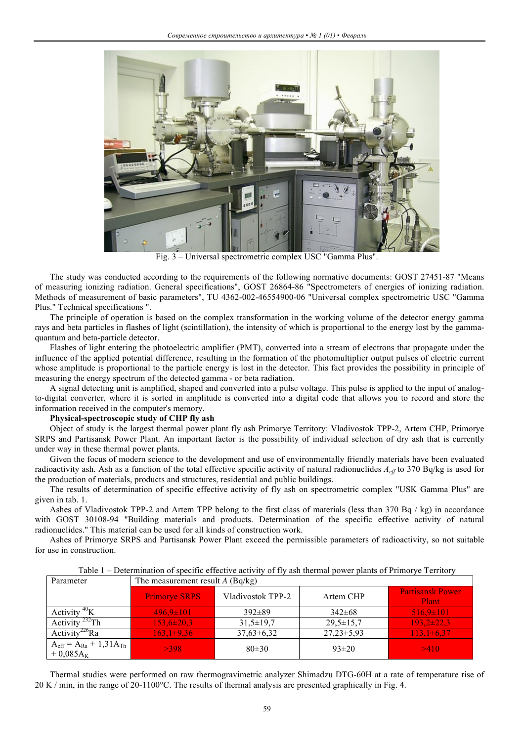Fig. 3 – Universal spectrometric complex USC "Gamma Plus".

The study was conducted according to the requirements of the following normative documents: GOST 27451-87 "Means of measuring ionizing radiation. General specifications", GOST 26864-86 "Spectrometers of energies of ionizing radiation. Methods of measurement of basic parameters", TU 4362-002-46554900-06 "Universal complex spectrometric USC "Gamma Plus." Technical specifications ".

The principle of operation is based on the complex transformation in the working volume of the detector energy gamma rays and beta particles in flashes of light (scintillation), the intensity of which is proportional to the energy lost by the gamma-quantum and beta-particle detector.

Flashes of light entering the photoelectric amplifier (PMT), converted into a stream of electrons that propagate under the influence of the applied potential difference, resulting in the formation of the photomultiplier output pulses of electric current whose amplitude is proportional to the particle energy is lost in the detector. This fact provides the possibility in principle of measuring the energy spectrum of the detected gamma - or beta radiation.

A signal detecting unit is amplified, shaped and converted into a pulse voltage. This pulse is applied to the input of analog-to-digital converter, where it is sorted in amplitude is converted into a digital code that allows you to record and store the information received in the computer's memory.

**Physical-spectroscopic study of CHP fly ash**

Object of study is the largest thermal power plant fly ash Primorye Territory: Vladivostok TPP-2, Artem CHP, Primorye SRPS and Partisansk Power Plant. An important factor is the possibility of individual selection of dry ash that is currently under way in these thermal power plants.

Given the focus of modern science to the development and use of environmentally friendly materials have been evaluated radioactivity ash. Ash as a function of the total effective specific activity of natural radionuclides $A_{eff}$ to 370 Bq/kg is used for the production of materials, products and structures, residential and public buildings.

The results of determination of specific effective activity of fly ash on spectrometric complex "USK Gamma Plus" are given in tab. 1.

Ashes of Vladivostok TPP-2 and Artem TPP belong to the first class of materials (less than 370 Bq / kg) in accordance with GOST 30108-94 "Building materials and products. Determination of the specific effective activity of natural radionuclides." This material can be used for all kinds of construction work.

Ashes of Primorye SRPS and Partisansk Power Plant exceed the permissible parameters of radioactivity, so not suitable for use in construction.

Table 1 – Determination of specific effective activity of fly ash thermal power plants of Primorye Territory

| Parameter | The measurement result *A* (Bq/kg) | | | |
|---|---|---|---|---|
| | Primorye SRPS | Vladivostok TPP-2 | Artem CHP | Partisansk Power Plant |
| Activity $^{40}K$ | 496,9±101 | 392±89 | 342±68 | 516,9±101 |
| Activity $^{232}Th$ | 153,6±20,3 | 31,5±19,7 | 29,5±15,7 | 193,2±22,3 |
| Activity $^{226}Ra$ | 163,1±9,36 | 37,63±6,32 | 27,23±5,93 | 113,1±6,37 |
| $A_{eff} = A_{Ra} + 1,31A_{Th} + 0,085A_K$ | >398 | 80±30 | 93±20 | >410 |

Thermal studies were performed on raw thermogravimetric analyzer Shimadzu DTG-60H at a rate of temperature rise of 20 K / min, in the range of 20-1100°C. The results of thermal analysis are presented graphically in Fig. 4.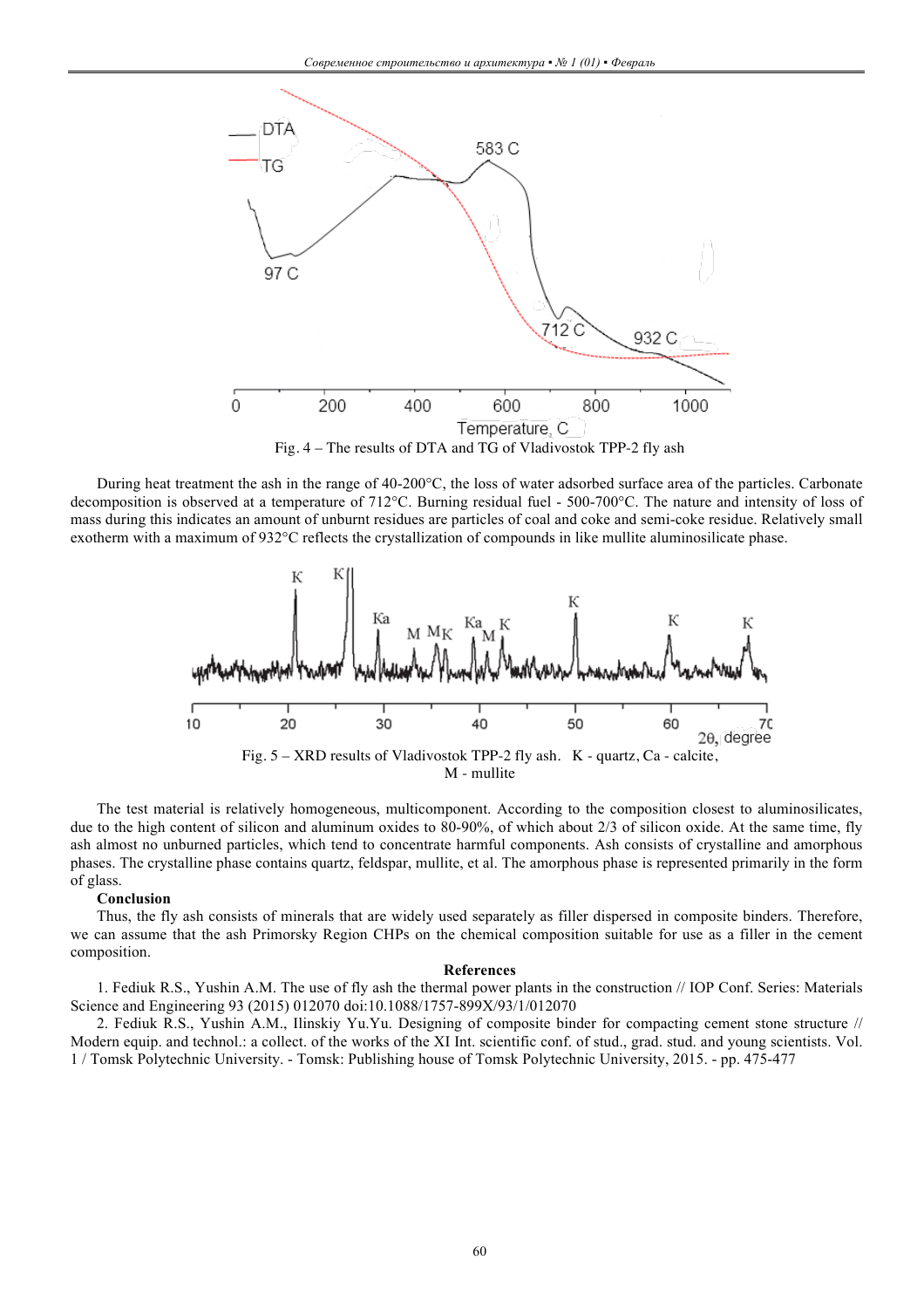DTA
TG
583 C
97 C
712 C
932 C
0 200 400 600 800 1000
Temperature, C

Fig. 4 – The results of DTA and TG of Vladivostok TPP-2 fly ash

During heat treatment the ash in the range of 40-200°C, the loss of water adsorbed surface area of the particles. Carbonate decomposition is observed at a temperature of 712°C. Burning residual fuel - 500-700°C. The nature and intensity of loss of mass during this indicates an amount of unburnt residues are particles of coal and coke and semi-coke residue. Relatively small exotherm with a maximum of 932°C reflects the crystallization of compounds in like mullite aluminosilicate phase.

K K Ka M M K Ka M K K K K
10 20 30 40 50 60 70
2θ, degree

Fig. 5 – XRD results of Vladivostok TPP-2 fly ash. K - quartz, Ca - calcite, M - mullite

The test material is relatively homogeneous, multicomponent. According to the composition closest to aluminosilicates, due to the high content of silicon and aluminum oxides to 80-90%, of which about 2/3 of silicon oxide. At the same time, fly ash almost no unburned particles, which tend to concentrate harmful components. Ash consists of crystalline and amorphous phases. The crystalline phase contains quartz, feldspar, mullite, et al. The amorphous phase is represented primarily in the form of glass.

**Conclusion**

Thus, the fly ash consists of minerals that are widely used separately as filler dispersed in composite binders. Therefore, we can assume that the ash Primorsky Region CHPs on the chemical composition suitable for use as a filler in the cement composition.

**References**

1. Fediuk R.S., Yushin A.M. The use of fly ash the thermal power plants in the construction // IOP Conf. Series: Materials Science and Engineering 93 (2015) 012070 doi:10.1088/1757-899X/93/1/012070

2. Fediuk R.S., Yushin A.M., Ilinskiy Yu.Yu. Designing of composite binder for compacting cement stone structure // Modern equip. and technol.: a collect. of the works of the XI Int. scientific conf. of stud., grad. stud. and young scientists. Vol. 1 / Tomsk Polytechnic University. - Tomsk: Publishing house of Tomsk Polytechnic University, 2015. - pp. 475-477